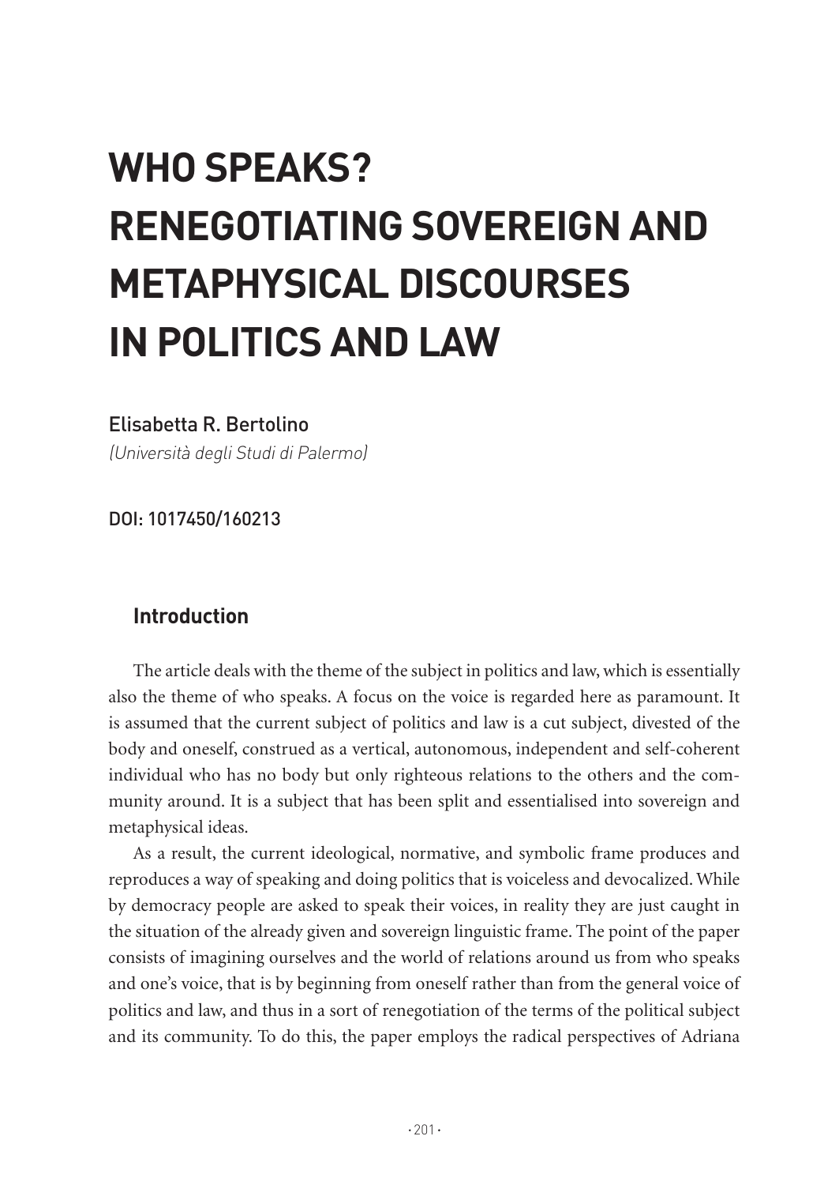# WHO SPEAKS? RENEGOTIATING SOVEREIGN AND METAPHYSICAL DISCOURSES IN POLITICS AND LAW

Elisabetta R. Bertolino

*(Università degli Studi di Palermo)*

DOI: 1017450/160213

## Introduction

The article deals with the theme of the subject in politics and law, which is essentially also the theme of who speaks. A focus on the voice is regarded here as paramount. It is assumed that the current subject of politics and law is a cut subject, divested of the body and oneself, construed as a vertical, autonomous, independent and self-coherent individual who has no body but only righteous relations to the others and the community around. It is a subject that has been split and essentialised into sovereign and metaphysical ideas.

As a result, the current ideological, normative, and symbolic frame produces and reproduces a way of speaking and doing politics that is voiceless and devocalized. While by democracy people are asked to speak their voices, in reality they are just caught in the situation of the already given and sovereign linguistic frame. The point of the paper consists of imagining ourselves and the world of relations around us from who speaks and one's voice, that is by beginning from oneself rather than from the general voice of politics and law, and thus in a sort of renegotiation of the terms of the political subject and its community. To do this, the paper employs the radical perspectives of Adriana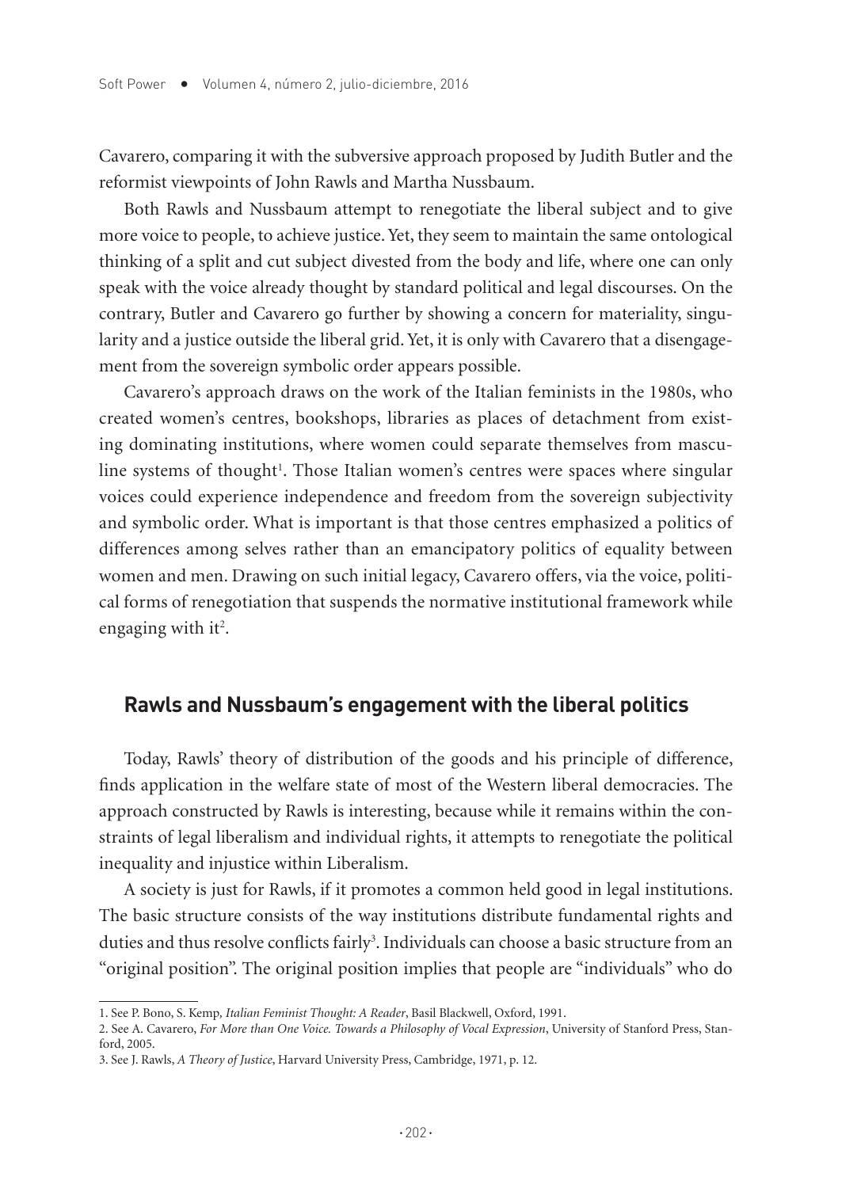Cavarero, comparing it with the subversive approach proposed by Judith Butler and the reformist viewpoints of John Rawls and Martha Nussbaum.

Both Rawls and Nussbaum attempt to renegotiate the liberal subject and to give more voice to people, to achieve justice. Yet, they seem to maintain the same ontological thinking of a split and cut subject divested from the body and life, where one can only speak with the voice already thought by standard political and legal discourses. On the contrary, Butler and Cavarero go further by showing a concern for materiality, singularity and a justice outside the liberal grid. Yet, it is only with Cavarero that a disengagement from the sovereign symbolic order appears possible.

Cavarero's approach draws on the work of the Italian feminists in the 1980s, who created women's centres, bookshops, libraries as places of detachment from existing dominating institutions, where women could separate themselves from masculine systems of thought[1]. Those Italian women's centres were spaces where singular voices could experience independence and freedom from the sovereign subjectivity and symbolic order. What is important is that those centres emphasized a politics of differences among selves rather than an emancipatory politics of equality between women and men. Drawing on such initial legacy, Cavarero offers, via the voice, political forms of renegotiation that suspends the normative institutional framework while engaging with it[2].

## Rawls and Nussbaum's engagement with the liberal politics

Today, Rawls' theory of distribution of the goods and his principle of difference, finds application in the welfare state of most of the Western liberal democracies. The approach constructed by Rawls is interesting, because while it remains within the constraints of legal liberalism and individual rights, it attempts to renegotiate the political inequality and injustice within Liberalism.

A society is just for Rawls, if it promotes a common held good in legal institutions. The basic structure consists of the way institutions distribute fundamental rights and duties and thus resolve conflicts fairly[3]. Individuals can choose a basic structure from an "original position". The original position implies that people are "individuals" who do

---

1. See P. Bono, S. Kemp, *Italian Feminist Thought: A Reader*, Basil Blackwell, Oxford, 1991.

2. See A. Cavarero, *For More than One Voice. Towards a Philosophy of Vocal Expression*, University of Stanford Press, Stanford, 2005.

3. See J. Rawls, *A Theory of Justice*, Harvard University Press, Cambridge, 1971, p. 12.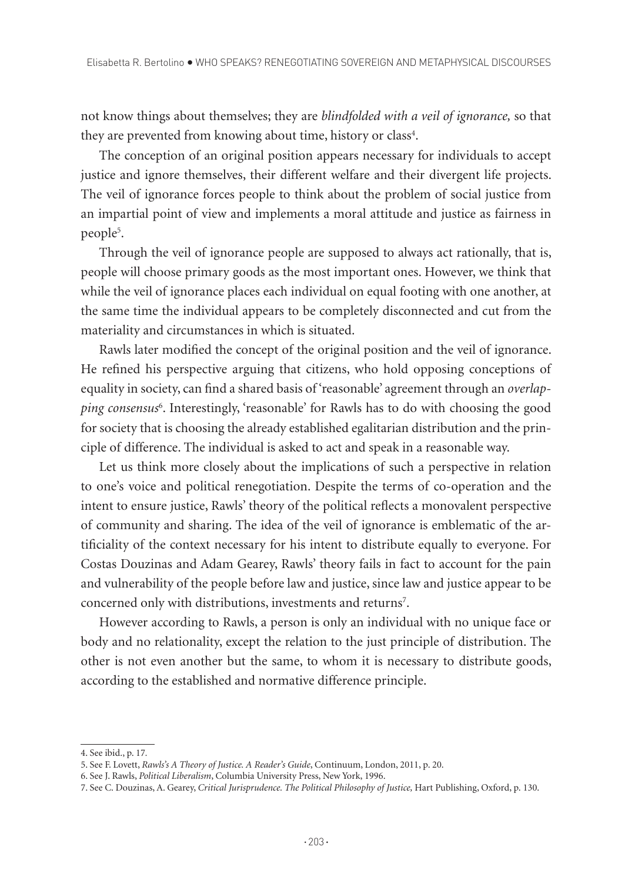not know things about themselves; they are *blindfolded with a veil of ignorance,* so that they are prevented from knowing about time, history or class[4].

The conception of an original position appears necessary for individuals to accept justice and ignore themselves, their different welfare and their divergent life projects. The veil of ignorance forces people to think about the problem of social justice from an impartial point of view and implements a moral attitude and justice as fairness in people[5].

Through the veil of ignorance people are supposed to always act rationally, that is, people will choose primary goods as the most important ones. However, we think that while the veil of ignorance places each individual on equal footing with one another, at the same time the individual appears to be completely disconnected and cut from the materiality and circumstances in which is situated.

Rawls later modified the concept of the original position and the veil of ignorance. He refined his perspective arguing that citizens, who hold opposing conceptions of equality in society, can find a shared basis of 'reasonable' agreement through an *overlapping consensus*[6]. Interestingly, 'reasonable' for Rawls has to do with choosing the good for society that is choosing the already established egalitarian distribution and the principle of difference. The individual is asked to act and speak in a reasonable way.

Let us think more closely about the implications of such a perspective in relation to one's voice and political renegotiation. Despite the terms of co-operation and the intent to ensure justice, Rawls' theory of the political reflects a monovalent perspective of community and sharing. The idea of the veil of ignorance is emblematic of the artificiality of the context necessary for his intent to distribute equally to everyone. For Costas Douzinas and Adam Gearey, Rawls' theory fails in fact to account for the pain and vulnerability of the people before law and justice, since law and justice appear to be concerned only with distributions, investments and returns[7].

However according to Rawls, a person is only an individual with no unique face or body and no relationality, except the relation to the just principle of distribution. The other is not even another but the same, to whom it is necessary to distribute goods, according to the established and normative difference principle.

---

4. See ibid., p. 17.
5. See F. Lovett, *Rawls's A Theory of Justice. A Reader's Guide*, Continuum, London, 2011, p. 20.
6. See J. Rawls, *Political Liberalism*, Columbia University Press, New York, 1996.
7. See C. Douzinas, A. Gearey, *Critical Jurisprudence. The Political Philosophy of Justice,* Hart Publishing, Oxford, p. 130.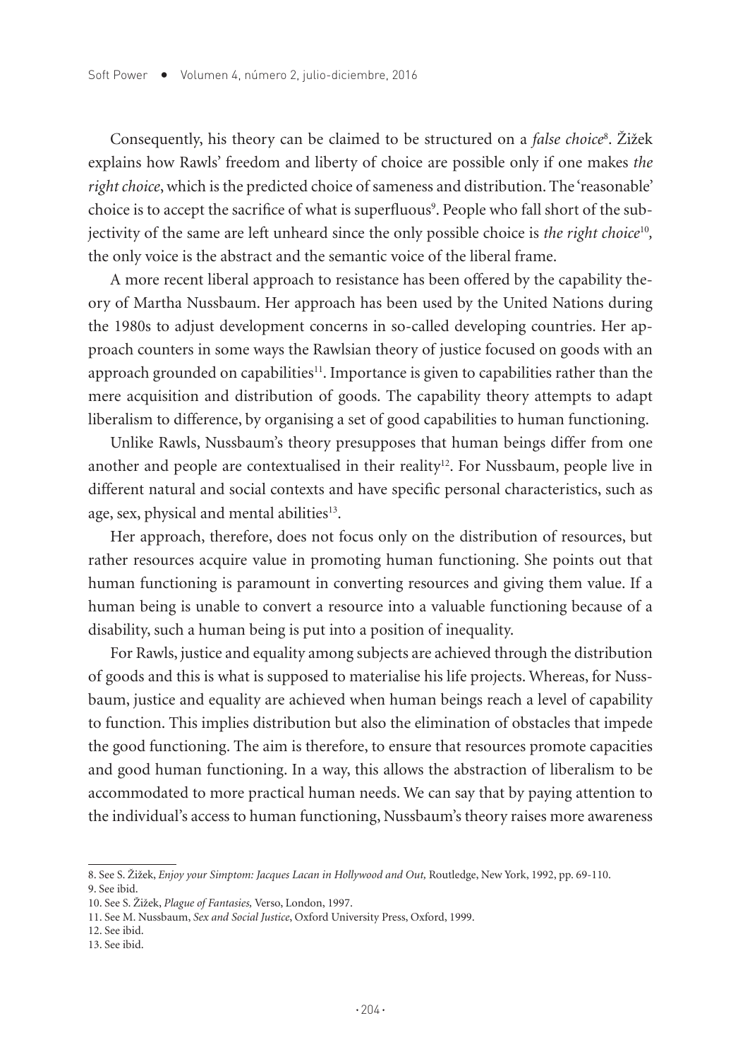Consequently, his theory can be claimed to be structured on a *false choice*[8]. Žižek explains how Rawls' freedom and liberty of choice are possible only if one makes *the right choice*, which is the predicted choice of sameness and distribution. The 'reasonable' choice is to accept the sacrifice of what is superfluous[9]. People who fall short of the subjectivity of the same are left unheard since the only possible choice is *the right choice*[10], the only voice is the abstract and the semantic voice of the liberal frame.

A more recent liberal approach to resistance has been offered by the capability theory of Martha Nussbaum. Her approach has been used by the United Nations during the 1980s to adjust development concerns in so-called developing countries. Her approach counters in some ways the Rawlsian theory of justice focused on goods with an approach grounded on capabilities[11]. Importance is given to capabilities rather than the mere acquisition and distribution of goods. The capability theory attempts to adapt liberalism to difference, by organising a set of good capabilities to human functioning.

Unlike Rawls, Nussbaum's theory presupposes that human beings differ from one another and people are contextualised in their reality[12]. For Nussbaum, people live in different natural and social contexts and have specific personal characteristics, such as age, sex, physical and mental abilities[13].

Her approach, therefore, does not focus only on the distribution of resources, but rather resources acquire value in promoting human functioning. She points out that human functioning is paramount in converting resources and giving them value. If a human being is unable to convert a resource into a valuable functioning because of a disability, such a human being is put into a position of inequality.

For Rawls, justice and equality among subjects are achieved through the distribution of goods and this is what is supposed to materialise his life projects. Whereas, for Nussbaum, justice and equality are achieved when human beings reach a level of capability to function. This implies distribution but also the elimination of obstacles that impede the good functioning. The aim is therefore, to ensure that resources promote capacities and good human functioning. In a way, this allows the abstraction of liberalism to be accommodated to more practical human needs. We can say that by paying attention to the individual's access to human functioning, Nussbaum's theory raises more awareness

8. See S. Žižek, *Enjoy your Simptom: Jacques Lacan in Hollywood and Out,* Routledge, New York, 1992, pp. 69-110.
9. See ibid.
10. See S. Žižek, *Plague of Fantasies,* Verso, London, 1997.
11. See M. Nussbaum, *Sex and Social Justice*, Oxford University Press, Oxford, 1999.
12. See ibid.
13. See ibid.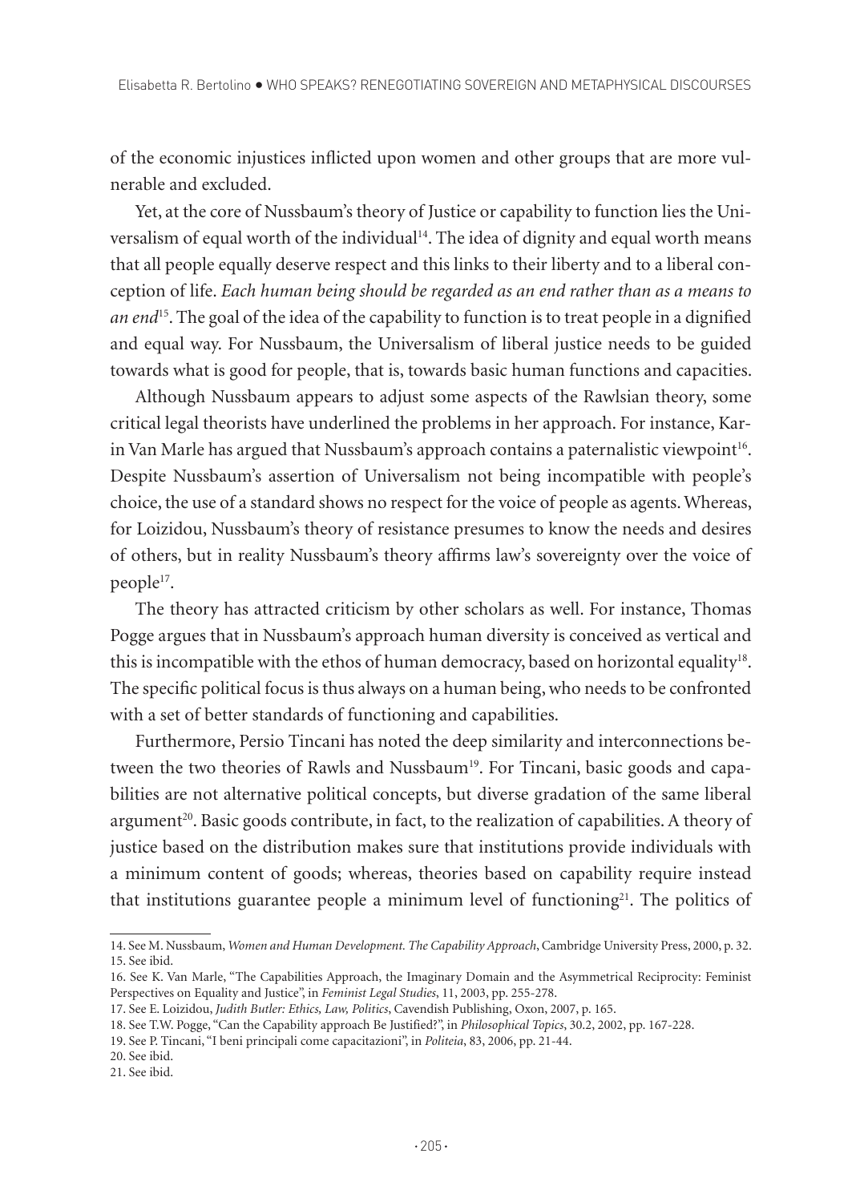of the economic injustices inflicted upon women and other groups that are more vulnerable and excluded.

Yet, at the core of Nussbaum's theory of Justice or capability to function lies the Universalism of equal worth of the individual[14]. The idea of dignity and equal worth means that all people equally deserve respect and this links to their liberty and to a liberal conception of life. *Each human being should be regarded as an end rather than as a means to an end*[15]. The goal of the idea of the capability to function is to treat people in a dignified and equal way. For Nussbaum, the Universalism of liberal justice needs to be guided towards what is good for people, that is, towards basic human functions and capacities.

Although Nussbaum appears to adjust some aspects of the Rawlsian theory, some critical legal theorists have underlined the problems in her approach. For instance, Karin Van Marle has argued that Nussbaum's approach contains a paternalistic viewpoint[16]. Despite Nussbaum's assertion of Universalism not being incompatible with people's choice, the use of a standard shows no respect for the voice of people as agents. Whereas, for Loizidou, Nussbaum's theory of resistance presumes to know the needs and desires of others, but in reality Nussbaum's theory affirms law's sovereignty over the voice of people[17].

The theory has attracted criticism by other scholars as well. For instance, Thomas Pogge argues that in Nussbaum's approach human diversity is conceived as vertical and this is incompatible with the ethos of human democracy, based on horizontal equality[18]. The specific political focus is thus always on a human being, who needs to be confronted with a set of better standards of functioning and capabilities.

Furthermore, Persio Tincani has noted the deep similarity and interconnections between the two theories of Rawls and Nussbaum[19]. For Tincani, basic goods and capabilities are not alternative political concepts, but diverse gradation of the same liberal argument[20]. Basic goods contribute, in fact, to the realization of capabilities. A theory of justice based on the distribution makes sure that institutions provide individuals with a minimum content of goods; whereas, theories based on capability require instead that institutions guarantee people a minimum level of functioning[21]. The politics of

---

14. See M. Nussbaum, *Women and Human Development. The Capability Approach*, Cambridge University Press, 2000, p. 32.
15. See ibid.
16. See K. Van Marle, "The Capabilities Approach, the Imaginary Domain and the Asymmetrical Reciprocity: Feminist Perspectives on Equality and Justice", in *Feminist Legal Studies*, 11, 2003, pp. 255-278.
17. See E. Loizidou, *Judith Butler: Ethics, Law, Politics*, Cavendish Publishing, Oxon, 2007, p. 165.
18. See T.W. Pogge, "Can the Capability approach Be Justified?", in *Philosophical Topics*, 30.2, 2002, pp. 167-228.
19. See P. Tincani, "I beni principali come capacitazioni", in *Politeia*, 83, 2006, pp. 21-44.
20. See ibid.
21. See ibid.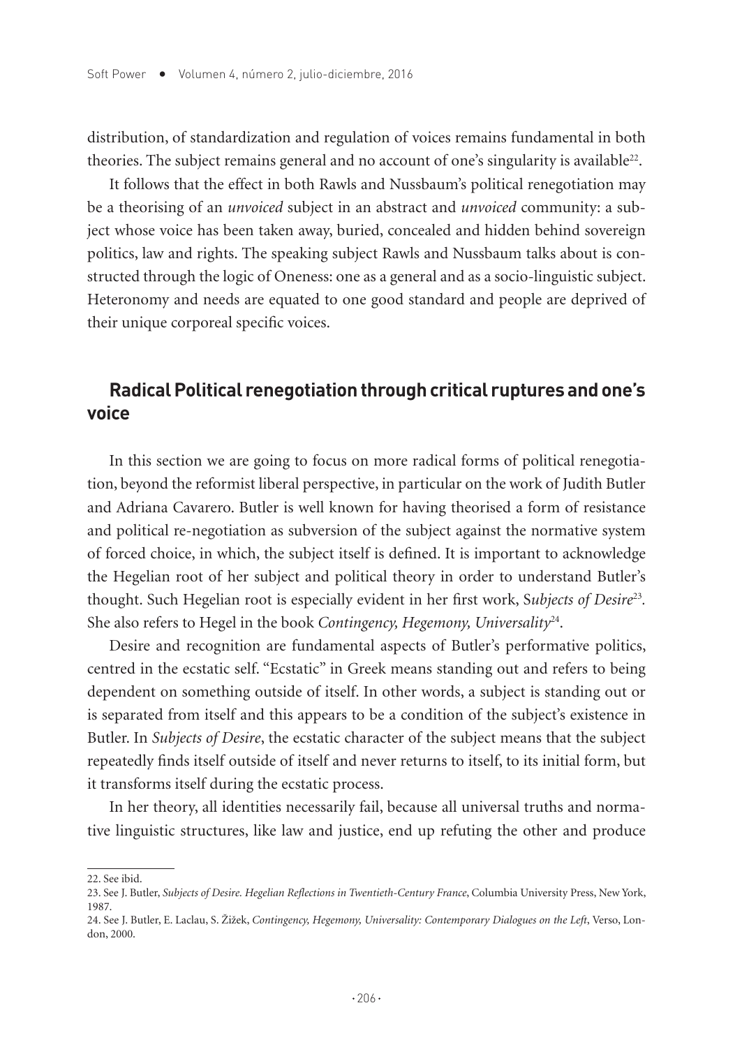distribution, of standardization and regulation of voices remains fundamental in both theories. The subject remains general and no account of one's singularity is available[22].

It follows that the effect in both Rawls and Nussbaum's political renegotiation may be a theorising of an *unvoiced* subject in an abstract and *unvoiced* community: a subject whose voice has been taken away, buried, concealed and hidden behind sovereign politics, law and rights. The speaking subject Rawls and Nussbaum talks about is constructed through the logic of Oneness: one as a general and as a socio-linguistic subject. Heteronomy and needs are equated to one good standard and people are deprived of their unique corporeal specific voices.

## Radical Political renegotiation through critical ruptures and one's voice

In this section we are going to focus on more radical forms of political renegotiation, beyond the reformist liberal perspective, in particular on the work of Judith Butler and Adriana Cavarero. Butler is well known for having theorised a form of resistance and political re-negotiation as subversion of the subject against the normative system of forced choice, in which, the subject itself is defined. It is important to acknowledge the Hegelian root of her subject and political theory in order to understand Butler's thought. Such Hegelian root is especially evident in her first work, S*ubjects of Desire*[23]. She also refers to Hegel in the book *Contingency, Hegemony, Universality*[24].

Desire and recognition are fundamental aspects of Butler's performative politics, centred in the ecstatic self. "Ecstatic" in Greek means standing out and refers to being dependent on something outside of itself. In other words, a subject is standing out or is separated from itself and this appears to be a condition of the subject's existence in Butler. In *Subjects of Desire*, the ecstatic character of the subject means that the subject repeatedly finds itself outside of itself and never returns to itself, to its initial form, but it transforms itself during the ecstatic process.

In her theory, all identities necessarily fail, because all universal truths and normative linguistic structures, like law and justice, end up refuting the other and produce

---

22. See ibid.

23. See J. Butler, *Subjects of Desire. Hegelian Reflections in Twentieth-Century France*, Columbia University Press, New York, 1987.

24. See J. Butler, E. Laclau, S. Žižek, *Contingency, Hegemony, Universality: Contemporary Dialogues on the Left*, Verso, London, 2000.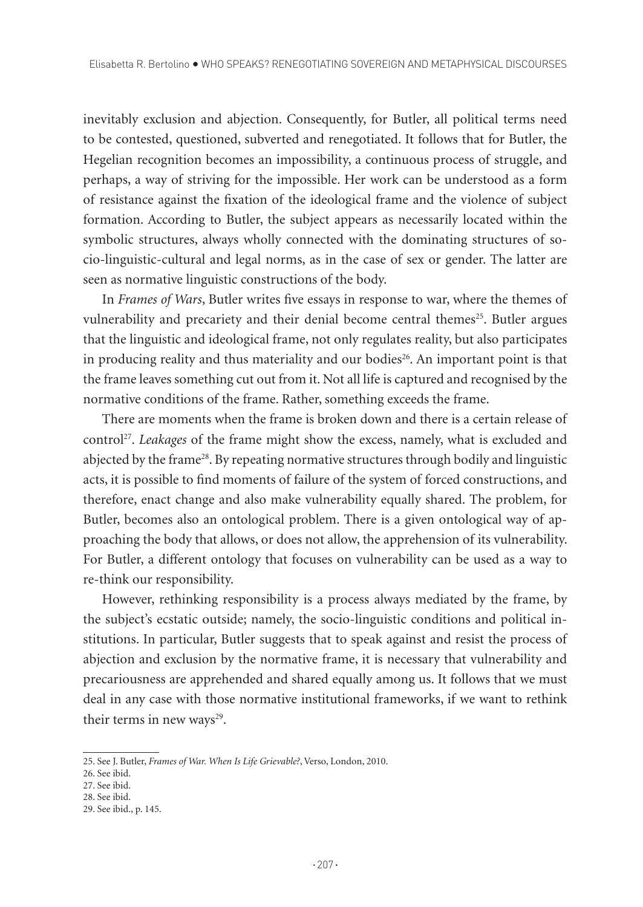inevitably exclusion and abjection. Consequently, for Butler, all political terms need to be contested, questioned, subverted and renegotiated. It follows that for Butler, the Hegelian recognition becomes an impossibility, a continuous process of struggle, and perhaps, a way of striving for the impossible. Her work can be understood as a form of resistance against the fixation of the ideological frame and the violence of subject formation. According to Butler, the subject appears as necessarily located within the symbolic structures, always wholly connected with the dominating structures of socio-linguistic-cultural and legal norms, as in the case of sex or gender. The latter are seen as normative linguistic constructions of the body.

In *Frames of Wars*, Butler writes five essays in response to war, where the themes of vulnerability and precariety and their denial become central themes[25]. Butler argues that the linguistic and ideological frame, not only regulates reality, but also participates in producing reality and thus materiality and our bodies[26]. An important point is that the frame leaves something cut out from it. Not all life is captured and recognised by the normative conditions of the frame. Rather, something exceeds the frame.

There are moments when the frame is broken down and there is a certain release of control[27]. *Leakages* of the frame might show the excess, namely, what is excluded and abjected by the frame[28]. By repeating normative structures through bodily and linguistic acts, it is possible to find moments of failure of the system of forced constructions, and therefore, enact change and also make vulnerability equally shared. The problem, for Butler, becomes also an ontological problem. There is a given ontological way of approaching the body that allows, or does not allow, the apprehension of its vulnerability. For Butler, a different ontology that focuses on vulnerability can be used as a way to re-think our responsibility.

However, rethinking responsibility is a process always mediated by the frame, by the subject's ecstatic outside; namely, the socio-linguistic conditions and political institutions. In particular, Butler suggests that to speak against and resist the process of abjection and exclusion by the normative frame, it is necessary that vulnerability and precariousness are apprehended and shared equally among us. It follows that we must deal in any case with those normative institutional frameworks, if we want to rethink their terms in new ways[29].

25. See J. Butler, *Frames of War. When Is Life Grievable?*, Verso, London, 2010.
26. See ibid.
27. See ibid.
28. See ibid.
29. See ibid., p. 145.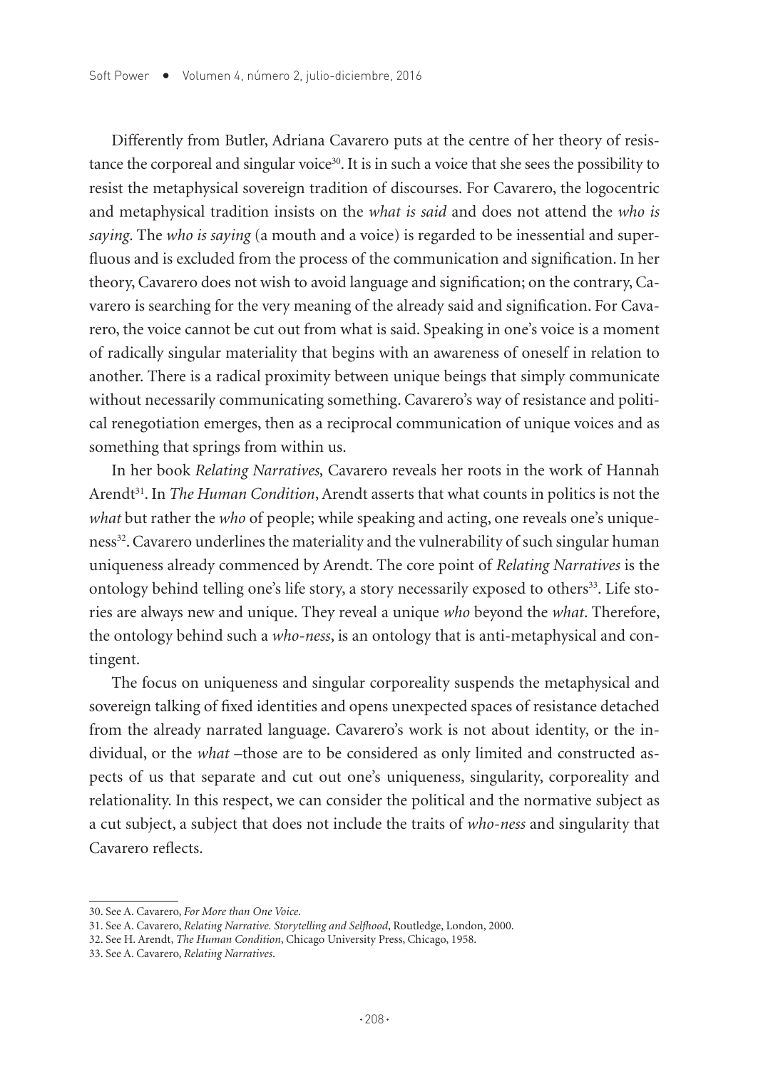Differently from Butler, Adriana Cavarero puts at the centre of her theory of resistance the corporeal and singular voice[30]. It is in such a voice that she sees the possibility to resist the metaphysical sovereign tradition of discourses. For Cavarero, the logocentric and metaphysical tradition insists on the *what is said* and does not attend the *who is saying*. The *who is saying* (a mouth and a voice) is regarded to be inessential and superfluous and is excluded from the process of the communication and signification. In her theory, Cavarero does not wish to avoid language and signification; on the contrary, Cavarero is searching for the very meaning of the already said and signification. For Cavarero, the voice cannot be cut out from what is said. Speaking in one's voice is a moment of radically singular materiality that begins with an awareness of oneself in relation to another. There is a radical proximity between unique beings that simply communicate without necessarily communicating something. Cavarero's way of resistance and political renegotiation emerges, then as a reciprocal communication of unique voices and as something that springs from within us.

In her book *Relating Narratives,* Cavarero reveals her roots in the work of Hannah Arendt[31]. In *The Human Condition*, Arendt asserts that what counts in politics is not the *what* but rather the *who* of people; while speaking and acting, one reveals one's uniqueness[32]. Cavarero underlines the materiality and the vulnerability of such singular human uniqueness already commenced by Arendt. The core point of *Relating Narratives* is the ontology behind telling one's life story, a story necessarily exposed to others[33]. Life stories are always new and unique. They reveal a unique *who* beyond the *what*. Therefore, the ontology behind such a *who-ness*, is an ontology that is anti-metaphysical and contingent.

The focus on uniqueness and singular corporeality suspends the metaphysical and sovereign talking of fixed identities and opens unexpected spaces of resistance detached from the already narrated language. Cavarero's work is not about identity, or the individual, or the *what* –those are to be considered as only limited and constructed aspects of us that separate and cut out one's uniqueness, singularity, corporeality and relationality. In this respect, we can consider the political and the normative subject as a cut subject, a subject that does not include the traits of *who-ness* and singularity that Cavarero reflects.

---

30. See A. Cavarero, *For More than One Voice*.
31. See A. Cavarero, *Relating Narrative. Storytelling and Selfhood*, Routledge, London, 2000.
32. See H. Arendt, *The Human Condition*, Chicago University Press, Chicago, 1958.
33. See A. Cavarero, *Relating Narratives*.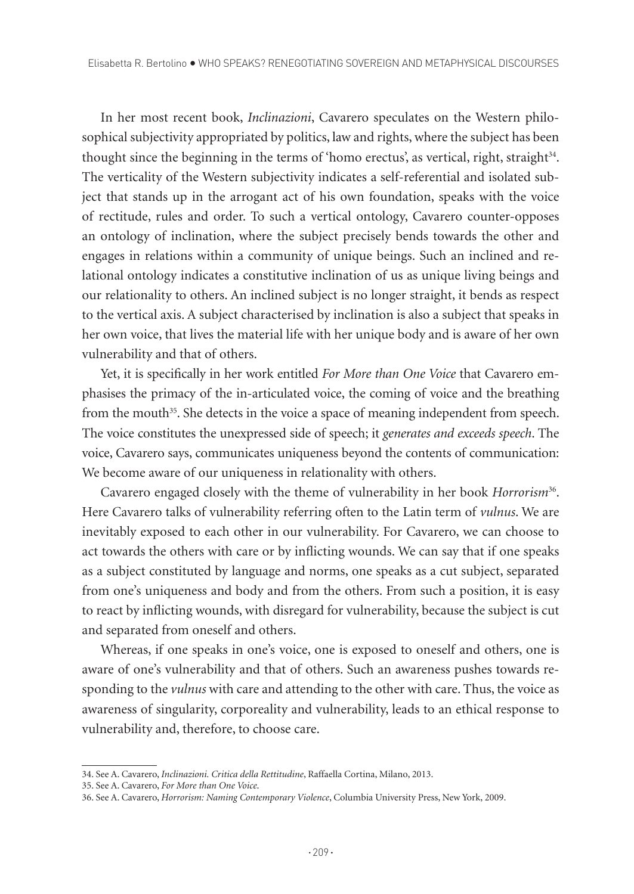In her most recent book, *Inclinazioni*, Cavarero speculates on the Western philosophical subjectivity appropriated by politics, law and rights, where the subject has been thought since the beginning in the terms of 'homo erectus', as vertical, right, straight[34]. The verticality of the Western subjectivity indicates a self-referential and isolated subject that stands up in the arrogant act of his own foundation, speaks with the voice of rectitude, rules and order. To such a vertical ontology, Cavarero counter-opposes an ontology of inclination, where the subject precisely bends towards the other and engages in relations within a community of unique beings. Such an inclined and relational ontology indicates a constitutive inclination of us as unique living beings and our relationality to others. An inclined subject is no longer straight, it bends as respect to the vertical axis. A subject characterised by inclination is also a subject that speaks in her own voice, that lives the material life with her unique body and is aware of her own vulnerability and that of others.

Yet, it is specifically in her work entitled *For More than One Voice* that Cavarero emphasises the primacy of the in-articulated voice, the coming of voice and the breathing from the mouth[35]. She detects in the voice a space of meaning independent from speech. The voice constitutes the unexpressed side of speech; it *generates and exceeds speech*. The voice, Cavarero says, communicates uniqueness beyond the contents of communication: We become aware of our uniqueness in relationality with others.

Cavarero engaged closely with the theme of vulnerability in her book *Horrorism*[36]. Here Cavarero talks of vulnerability referring often to the Latin term of *vulnus*. We are inevitably exposed to each other in our vulnerability. For Cavarero, we can choose to act towards the others with care or by inflicting wounds. We can say that if one speaks as a subject constituted by language and norms, one speaks as a cut subject, separated from one's uniqueness and body and from the others. From such a position, it is easy to react by inflicting wounds, with disregard for vulnerability, because the subject is cut and separated from oneself and others.

Whereas, if one speaks in one's voice, one is exposed to oneself and others, one is aware of one's vulnerability and that of others. Such an awareness pushes towards responding to the *vulnus* with care and attending to the other with care. Thus, the voice as awareness of singularity, corporeality and vulnerability, leads to an ethical response to vulnerability and, therefore, to choose care.

---

34. See A. Cavarero, *Inclinazioni. Critica della Rettitudine*, Raffaella Cortina, Milano, 2013.
35. See A. Cavarero, *For More than One Voice*.
36. See A. Cavarero, *Horrorism: Naming Contemporary Violence*, Columbia University Press, New York, 2009.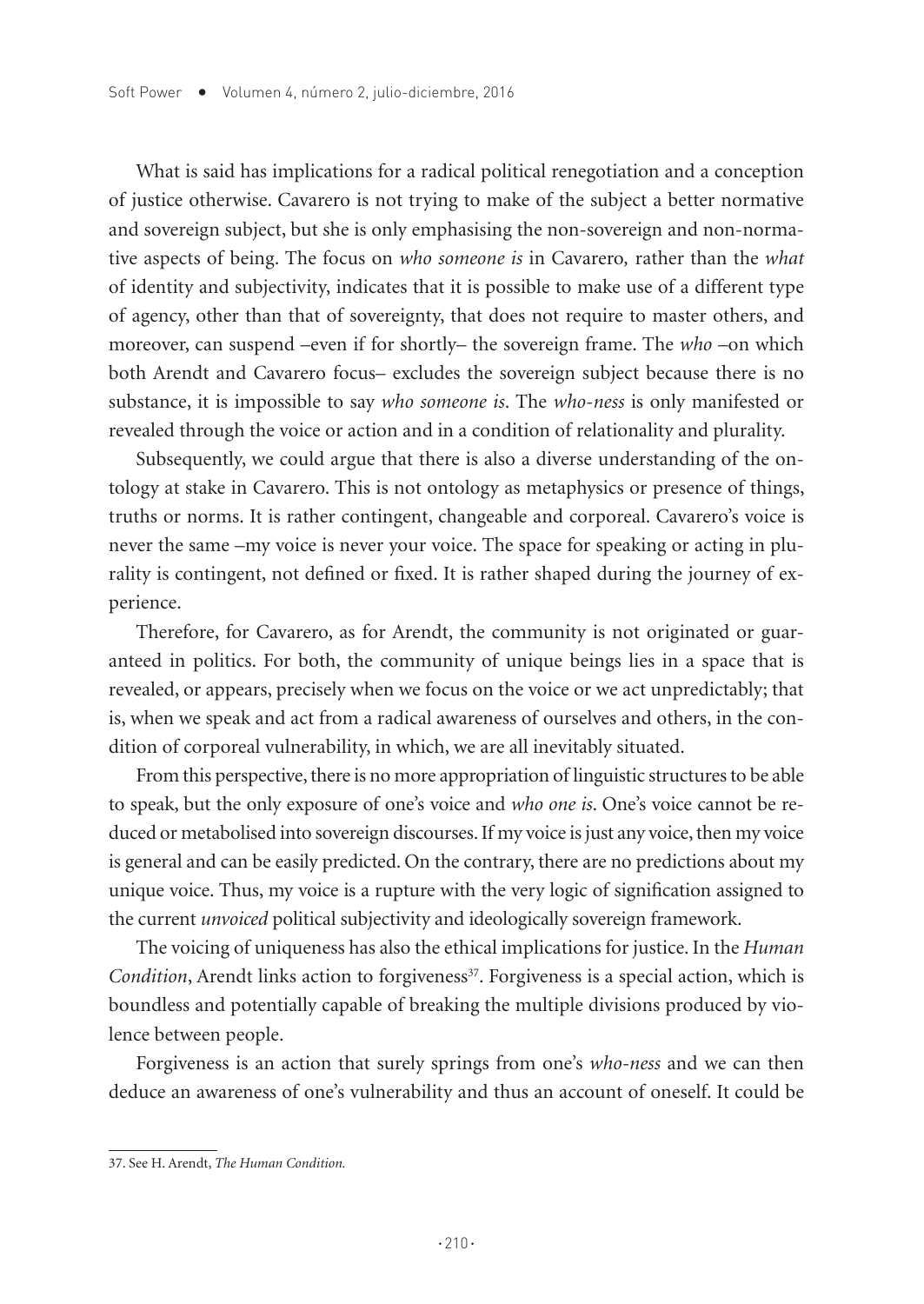What is said has implications for a radical political renegotiation and a conception of justice otherwise. Cavarero is not trying to make of the subject a better normative and sovereign subject, but she is only emphasising the non-sovereign and non-normative aspects of being. The focus on *who someone is* in Cavarero, rather than the *what* of identity and subjectivity, indicates that it is possible to make use of a different type of agency, other than that of sovereignty, that does not require to master others, and moreover, can suspend –even if for shortly– the sovereign frame. The *who* –on which both Arendt and Cavarero focus– excludes the sovereign subject because there is no substance, it is impossible to say *who someone is*. The *who-ness* is only manifested or revealed through the voice or action and in a condition of relationality and plurality.

Subsequently, we could argue that there is also a diverse understanding of the ontology at stake in Cavarero. This is not ontology as metaphysics or presence of things, truths or norms. It is rather contingent, changeable and corporeal. Cavarero's voice is never the same –my voice is never your voice. The space for speaking or acting in plurality is contingent, not defined or fixed. It is rather shaped during the journey of experience.

Therefore, for Cavarero, as for Arendt, the community is not originated or guaranteed in politics. For both, the community of unique beings lies in a space that is revealed, or appears, precisely when we focus on the voice or we act unpredictably; that is, when we speak and act from a radical awareness of ourselves and others, in the condition of corporeal vulnerability, in which, we are all inevitably situated.

From this perspective, there is no more appropriation of linguistic structures to be able to speak, but the only exposure of one's voice and *who one is*. One's voice cannot be reduced or metabolised into sovereign discourses. If my voice is just any voice, then my voice is general and can be easily predicted. On the contrary, there are no predictions about my unique voice. Thus, my voice is a rupture with the very logic of signification assigned to the current *unvoiced* political subjectivity and ideologically sovereign framework.

The voicing of uniqueness has also the ethical implications for justice. In the *Human Condition*, Arendt links action to forgiveness[37]. Forgiveness is a special action, which is boundless and potentially capable of breaking the multiple divisions produced by violence between people.

Forgiveness is an action that surely springs from one's *who-ness* and we can then deduce an awareness of one's vulnerability and thus an account of oneself. It could be

---

37. See H. Arendt, *The Human Condition.*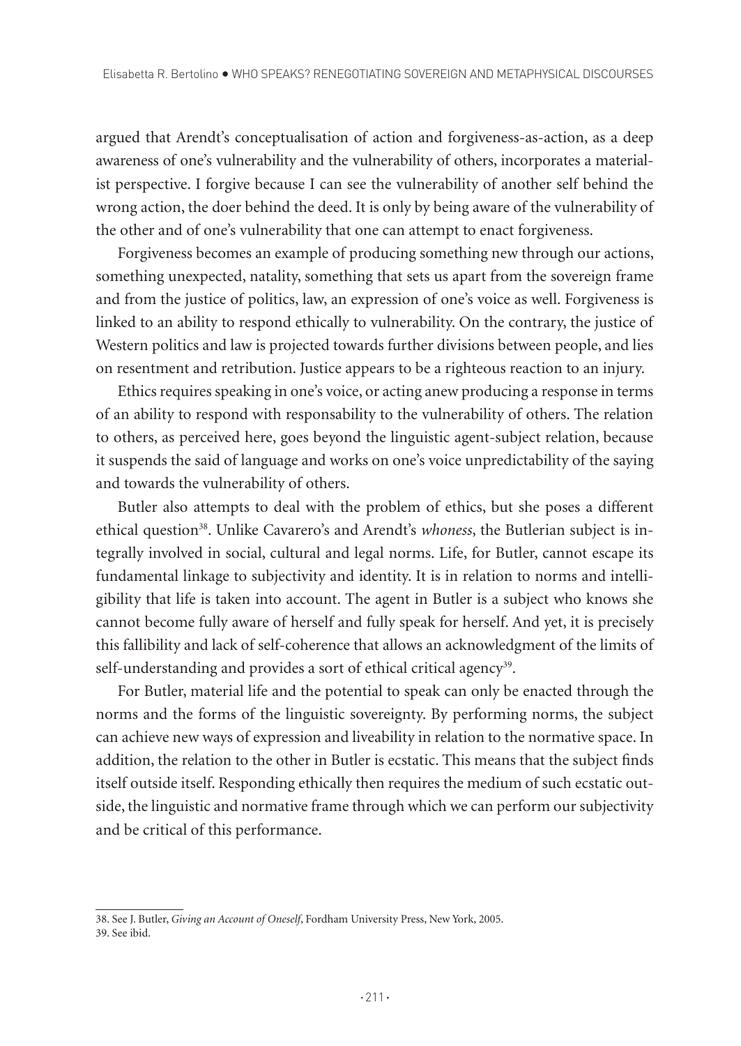argued that Arendt's conceptualisation of action and forgiveness-as-action, as a deep awareness of one's vulnerability and the vulnerability of others, incorporates a materialist perspective. I forgive because I can see the vulnerability of another self behind the wrong action, the doer behind the deed. It is only by being aware of the vulnerability of the other and of one's vulnerability that one can attempt to enact forgiveness.

Forgiveness becomes an example of producing something new through our actions, something unexpected, natality, something that sets us apart from the sovereign frame and from the justice of politics, law, an expression of one's voice as well. Forgiveness is linked to an ability to respond ethically to vulnerability. On the contrary, the justice of Western politics and law is projected towards further divisions between people, and lies on resentment and retribution. Justice appears to be a righteous reaction to an injury.

Ethics requires speaking in one's voice, or acting anew producing a response in terms of an ability to respond with responsability to the vulnerability of others. The relation to others, as perceived here, goes beyond the linguistic agent-subject relation, because it suspends the said of language and works on one's voice unpredictability of the saying and towards the vulnerability of others.

Butler also attempts to deal with the problem of ethics, but she poses a different ethical question[38]. Unlike Cavarero's and Arendt's *whoness*, the Butlerian subject is integrally involved in social, cultural and legal norms. Life, for Butler, cannot escape its fundamental linkage to subjectivity and identity. It is in relation to norms and intelligibility that life is taken into account. The agent in Butler is a subject who knows she cannot become fully aware of herself and fully speak for herself. And yet, it is precisely this fallibility and lack of self-coherence that allows an acknowledgment of the limits of self-understanding and provides a sort of ethical critical agency[39].

For Butler, material life and the potential to speak can only be enacted through the norms and the forms of the linguistic sovereignty. By performing norms, the subject can achieve new ways of expression and liveability in relation to the normative space. In addition, the relation to the other in Butler is ecstatic. This means that the subject finds itself outside itself. Responding ethically then requires the medium of such ecstatic outside, the linguistic and normative frame through which we can perform our subjectivity and be critical of this performance.

---

38. See J. Butler, *Giving an Account of Oneself*, Fordham University Press, New York, 2005.

39. See ibid.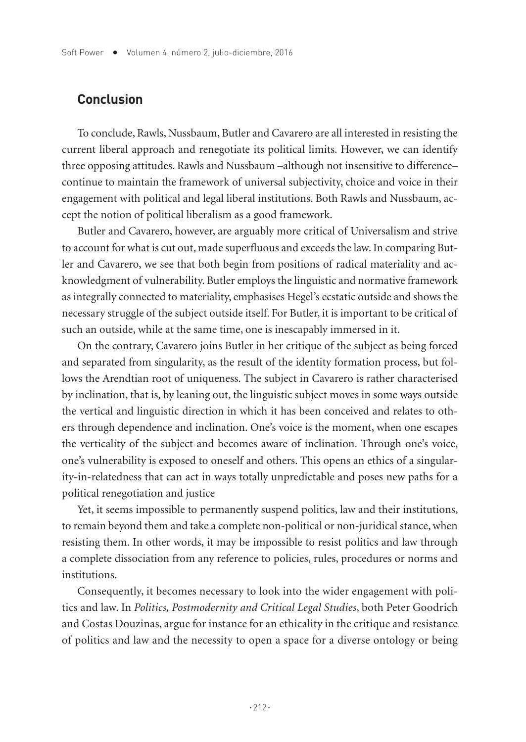## Conclusion

To conclude, Rawls, Nussbaum, Butler and Cavarero are all interested in resisting the current liberal approach and renegotiate its political limits. However, we can identify three opposing attitudes. Rawls and Nussbaum –although not insensitive to difference– continue to maintain the framework of universal subjectivity, choice and voice in their engagement with political and legal liberal institutions. Both Rawls and Nussbaum, accept the notion of political liberalism as a good framework.

Butler and Cavarero, however, are arguably more critical of Universalism and strive to account for what is cut out, made superfluous and exceeds the law. In comparing Butler and Cavarero, we see that both begin from positions of radical materiality and acknowledgment of vulnerability. Butler employs the linguistic and normative framework as integrally connected to materiality, emphasises Hegel's ecstatic outside and shows the necessary struggle of the subject outside itself. For Butler, it is important to be critical of such an outside, while at the same time, one is inescapably immersed in it.

On the contrary, Cavarero joins Butler in her critique of the subject as being forced and separated from singularity, as the result of the identity formation process, but follows the Arendtian root of uniqueness. The subject in Cavarero is rather characterised by inclination, that is, by leaning out, the linguistic subject moves in some ways outside the vertical and linguistic direction in which it has been conceived and relates to others through dependence and inclination. One's voice is the moment, when one escapes the verticality of the subject and becomes aware of inclination. Through one's voice, one's vulnerability is exposed to oneself and others. This opens an ethics of a singularity-in-relatedness that can act in ways totally unpredictable and poses new paths for a political renegotiation and justice

Yet, it seems impossible to permanently suspend politics, law and their institutions, to remain beyond them and take a complete non-political or non-juridical stance, when resisting them. In other words, it may be impossible to resist politics and law through a complete dissociation from any reference to policies, rules, procedures or norms and institutions.

Consequently, it becomes necessary to look into the wider engagement with politics and law. In *Politics, Postmodernity and Critical Legal Studies*, both Peter Goodrich and Costas Douzinas, argue for instance for an ethicality in the critique and resistance of politics and law and the necessity to open a space for a diverse ontology or being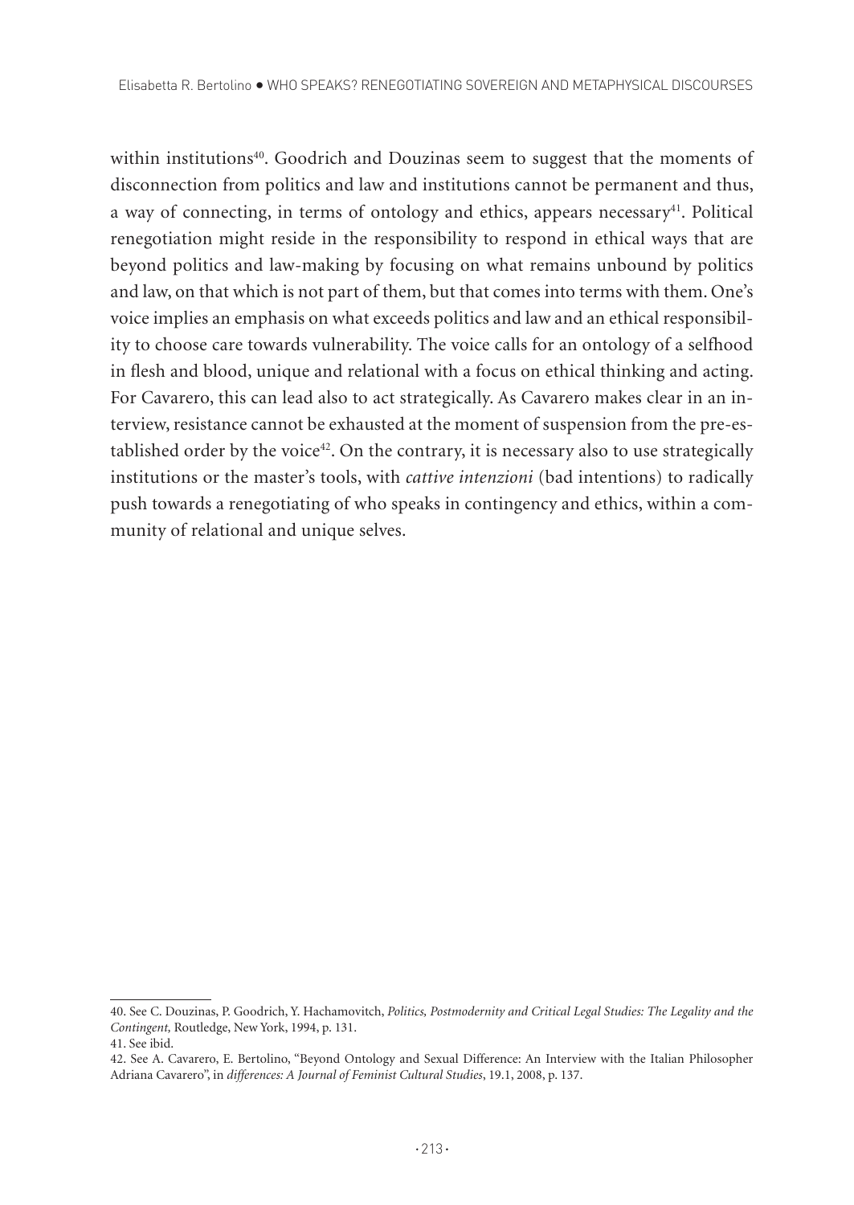within institutions[40]. Goodrich and Douzinas seem to suggest that the moments of disconnection from politics and law and institutions cannot be permanent and thus, a way of connecting, in terms of ontology and ethics, appears necessary[41]. Political renegotiation might reside in the responsibility to respond in ethical ways that are beyond politics and law-making by focusing on what remains unbound by politics and law, on that which is not part of them, but that comes into terms with them. One's voice implies an emphasis on what exceeds politics and law and an ethical responsibility to choose care towards vulnerability. The voice calls for an ontology of a selfhood in flesh and blood, unique and relational with a focus on ethical thinking and acting. For Cavarero, this can lead also to act strategically. As Cavarero makes clear in an interview, resistance cannot be exhausted at the moment of suspension from the pre-established order by the voice[42]. On the contrary, it is necessary also to use strategically institutions or the master's tools, with *cattive intenzioni* (bad intentions) to radically push towards a renegotiating of who speaks in contingency and ethics, within a community of relational and unique selves.

---

40. See C. Douzinas, P. Goodrich, Y. Hachamovitch, *Politics, Postmodernity and Critical Legal Studies: The Legality and the Contingent,* Routledge, New York, 1994, p. 131.

41. See ibid.

42. See A. Cavarero, E. Bertolino, "Beyond Ontology and Sexual Difference: An Interview with the Italian Philosopher Adriana Cavarero", in *differences: A Journal of Feminist Cultural Studies*, 19.1, 2008, p. 137.